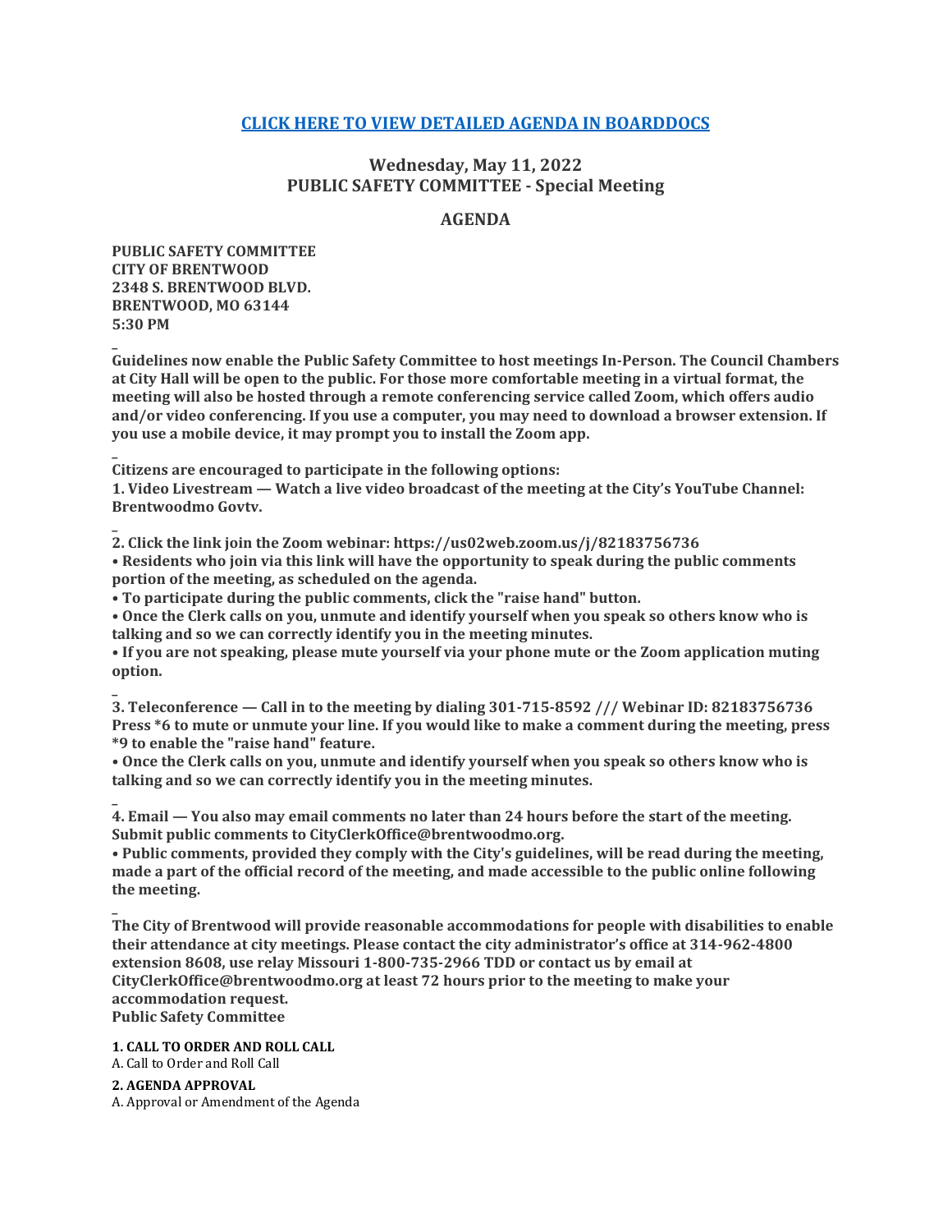[CLICK HERE TO VIEW DETAILED AGENDA IN BOARDDOCS]

## Wednesday, May 11, 2022
## PUBLIC SAFETY COMMITTEE - Special Meeting

## AGENDA

**PUBLIC SAFETY COMMITTEE**
**CITY OF BRENTWOOD**
**2348 S. BRENTWOOD BLVD.**
**BRENTWOOD, MO 63144**
**5:30 PM**

_
**Guidelines now enable the Public Safety Committee to host meetings In-Person. The Council Chambers at City Hall will be open to the public. For those more comfortable meeting in a virtual format, the meeting will also be hosted through a remote conferencing service called Zoom, which offers audio and/or video conferencing. If you use a computer, you may need to download a browser extension. If you use a mobile device, it may prompt you to install the Zoom app.**

_
**Citizens are encouraged to participate in the following options:**
**1. Video Livestream — Watch a live video broadcast of the meeting at the City's YouTube Channel: Brentwoodmo Govtv.**

_
**2. Click the link join the Zoom webinar: https://us02web.zoom.us/j/82183756736**
**• Residents who join via this link will have the opportunity to speak during the public comments portion of the meeting, as scheduled on the agenda.**
**• To participate during the public comments, click the "raise hand" button.**
**• Once the Clerk calls on you, unmute and identify yourself when you speak so others know who is talking and so we can correctly identify you in the meeting minutes.**
**• If you are not speaking, please mute yourself via your phone mute or the Zoom application muting option.**

_
**3. Teleconference — Call in to the meeting by dialing 301-715-8592 /// Webinar ID: 82183756736 Press *6 to mute or unmute your line. If you would like to make a comment during the meeting, press *9 to enable the "raise hand" feature.**
**• Once the Clerk calls on you, unmute and identify yourself when you speak so others know who is talking and so we can correctly identify you in the meeting minutes.**

_
**4. Email — You also may email comments no later than 24 hours before the start of the meeting. Submit public comments to CityClerkOffice@brentwoodmo.org.**
**• Public comments, provided they comply with the City's guidelines, will be read during the meeting, made a part of the official record of the meeting, and made accessible to the public online following the meeting.**

_
**The City of Brentwood will provide reasonable accommodations for people with disabilities to enable their attendance at city meetings. Please contact the city administrator's office at 314-962-4800 extension 8608, use relay Missouri 1-800-735-2966 TDD or contact us by email at CityClerkOffice@brentwoodmo.org at least 72 hours prior to the meeting to make your accommodation request.**
**Public Safety Committee**

**1. CALL TO ORDER AND ROLL CALL**
A. Call to Order and Roll Call

**2. AGENDA APPROVAL**
A. Approval or Amendment of the Agenda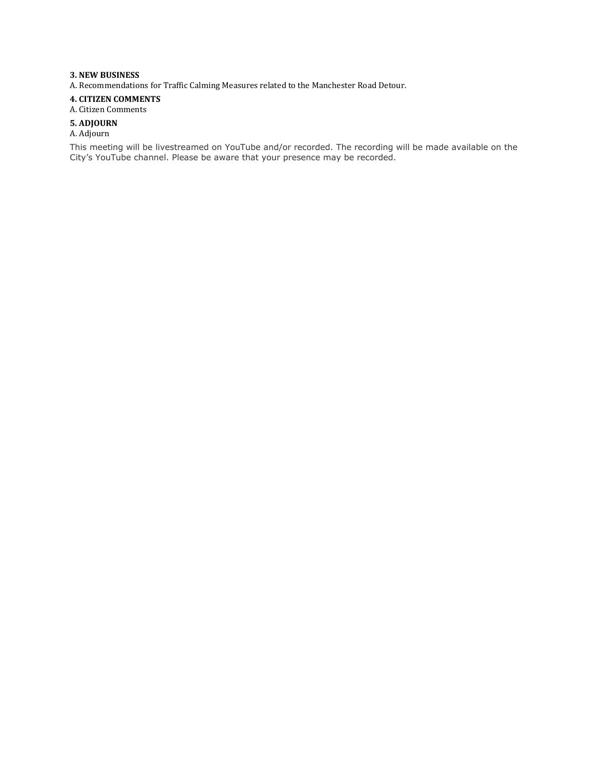**3. NEW BUSINESS**

A. Recommendations for Traffic Calming Measures related to the Manchester Road Detour.

**4. CITIZEN COMMENTS**

A. Citizen Comments

**5. ADJOURN**

A. Adjourn

This meeting will be livestreamed on YouTube and/or recorded. The recording will be made available on the City's YouTube channel. Please be aware that your presence may be recorded.